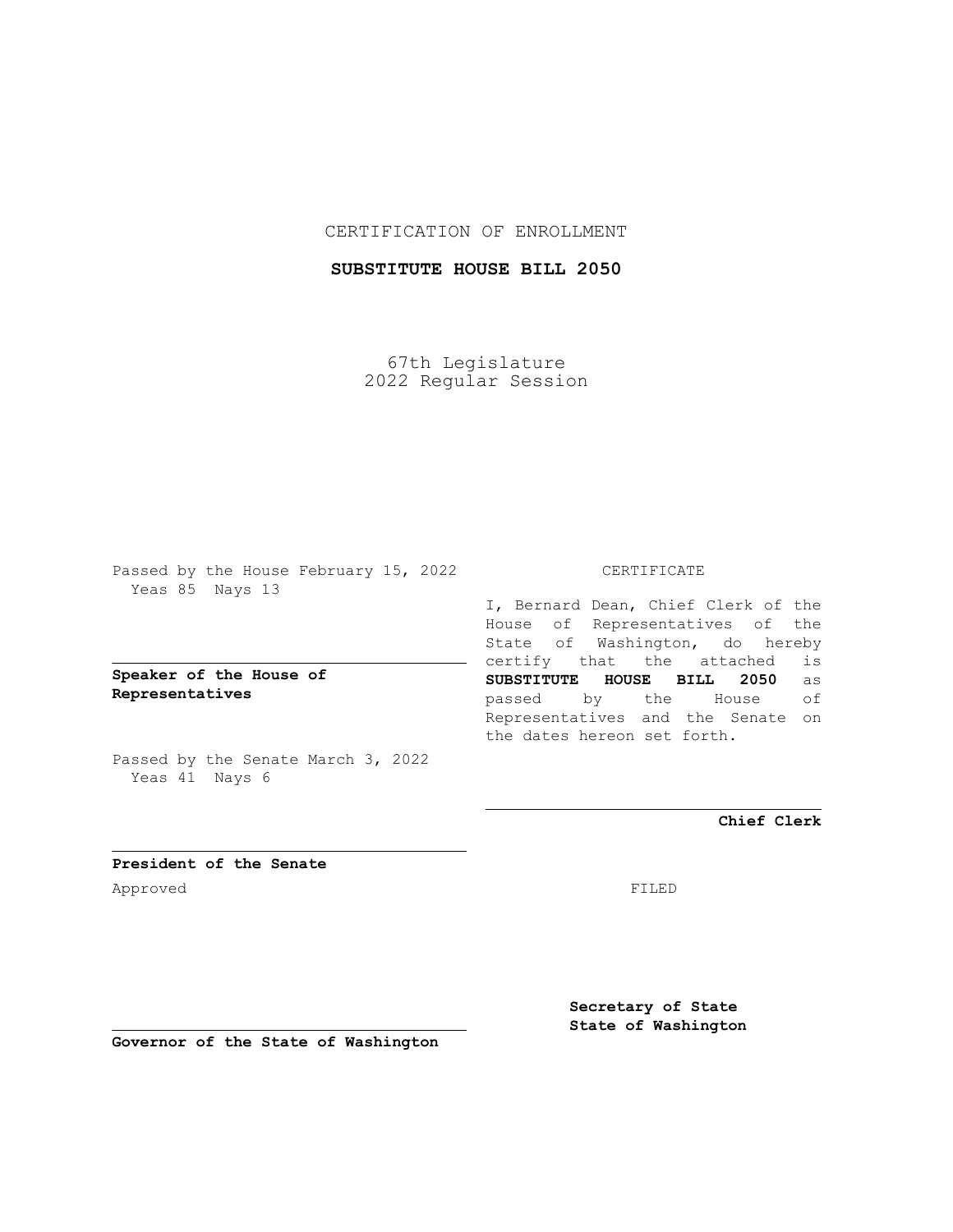CERTIFICATION OF ENROLLMENT

**SUBSTITUTE HOUSE BILL 2050**

67th Legislature
2022 Regular Session

Passed by the House February 15, 2022
Yeas 85 Nays 13

**Speaker of the House of Representatives**

Passed by the Senate March 3, 2022
Yeas 41 Nays 6

**President of the Senate**

Approved

**Governor of the State of Washington**

CERTIFICATE

I, Bernard Dean, Chief Clerk of the House of Representatives of the State of Washington, do hereby certify that the attached is **SUBSTITUTE HOUSE BILL 2050** as passed by the House of Representatives and the Senate on the dates hereon set forth.

**Chief Clerk**

FILED

**Secretary of State**
**State of Washington**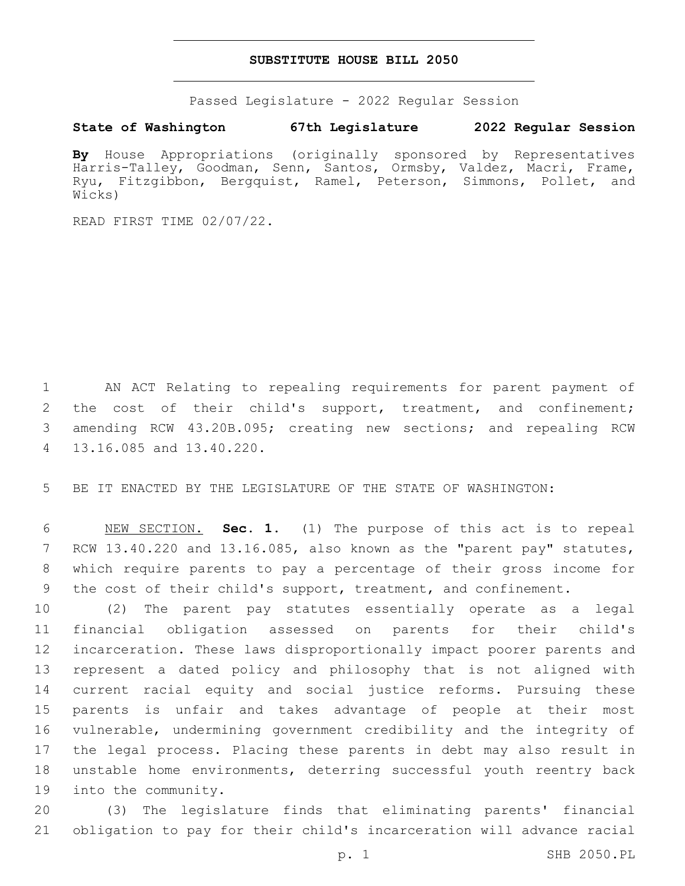# SUBSTITUTE HOUSE BILL 2050

Passed Legislature - 2022 Regular Session

**State of Washington 67th Legislature 2022 Regular Session**

**By** House Appropriations (originally sponsored by Representatives Harris-Talley, Goodman, Senn, Santos, Ormsby, Valdez, Macri, Frame, Ryu, Fitzgibbon, Bergquist, Ramel, Peterson, Simmons, Pollet, and Wicks)

READ FIRST TIME 02/07/22.

AN ACT Relating to repealing requirements for parent payment of the cost of their child's support, treatment, and confinement; amending RCW 43.20B.095; creating new sections; and repealing RCW 13.16.085 and 13.40.220.

BE IT ENACTED BY THE LEGISLATURE OF THE STATE OF WASHINGTON:

NEW SECTION. **Sec. 1.** (1) The purpose of this act is to repeal RCW 13.40.220 and 13.16.085, also known as the "parent pay" statutes, which require parents to pay a percentage of their gross income for the cost of their child's support, treatment, and confinement.

(2) The parent pay statutes essentially operate as a legal financial obligation assessed on parents for their child's incarceration. These laws disproportionally impact poorer parents and represent a dated policy and philosophy that is not aligned with current racial equity and social justice reforms. Pursuing these parents is unfair and takes advantage of people at their most vulnerable, undermining government credibility and the integrity of the legal process. Placing these parents in debt may also result in unstable home environments, deterring successful youth reentry back into the community.

(3) The legislature finds that eliminating parents' financial obligation to pay for their child's incarceration will advance racial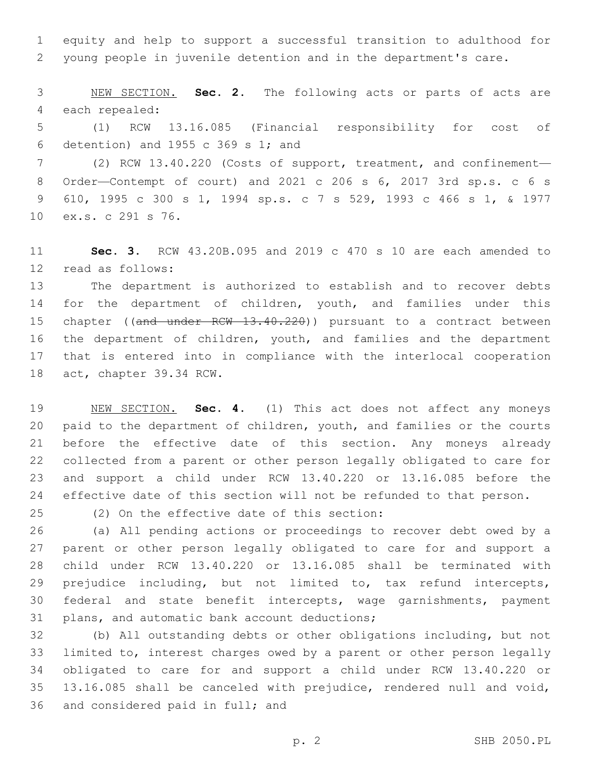equity and help to support a successful transition to adulthood for young people in juvenile detention and in the department's care.

NEW SECTION. **Sec. 2.** The following acts or parts of acts are each repealed:

(1) RCW 13.16.085 (Financial responsibility for cost of detention) and 1955 c 369 s 1; and

(2) RCW 13.40.220 (Costs of support, treatment, and confinement—Order—Contempt of court) and 2021 c 206 s 6, 2017 3rd sp.s. c 6 s 610, 1995 c 300 s 1, 1994 sp.s. c 7 s 529, 1993 c 466 s 1, & 1977 ex.s. c 291 s 76.

**Sec. 3.** RCW 43.20B.095 and 2019 c 470 s 10 are each amended to read as follows:

The department is authorized to establish and to recover debts for the department of children, youth, and families under this chapter ((~~and under RCW 13.40.220~~)) pursuant to a contract between the department of children, youth, and families and the department that is entered into in compliance with the interlocal cooperation act, chapter 39.34 RCW.

NEW SECTION. **Sec. 4.** (1) This act does not affect any moneys paid to the department of children, youth, and families or the courts before the effective date of this section. Any moneys already collected from a parent or other person legally obligated to care for and support a child under RCW 13.40.220 or 13.16.085 before the effective date of this section will not be refunded to that person.

(2) On the effective date of this section:

(a) All pending actions or proceedings to recover debt owed by a parent or other person legally obligated to care for and support a child under RCW 13.40.220 or 13.16.085 shall be terminated with prejudice including, but not limited to, tax refund intercepts, federal and state benefit intercepts, wage garnishments, payment plans, and automatic bank account deductions;

(b) All outstanding debts or other obligations including, but not limited to, interest charges owed by a parent or other person legally obligated to care for and support a child under RCW 13.40.220 or 13.16.085 shall be canceled with prejudice, rendered null and void, and considered paid in full; and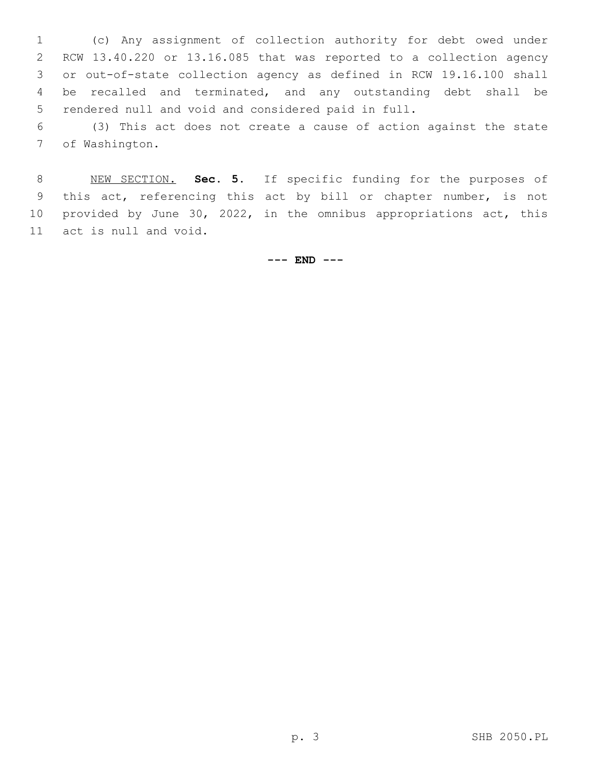(c) Any assignment of collection authority for debt owed under RCW 13.40.220 or 13.16.085 that was reported to a collection agency or out-of-state collection agency as defined in RCW 19.16.100 shall be recalled and terminated, and any outstanding debt shall be rendered null and void and considered paid in full.

(3) This act does not create a cause of action against the state of Washington.

NEW SECTION. **Sec. 5.** If specific funding for the purposes of this act, referencing this act by bill or chapter number, is not provided by June 30, 2022, in the omnibus appropriations act, this act is null and void.

**--- END ---**